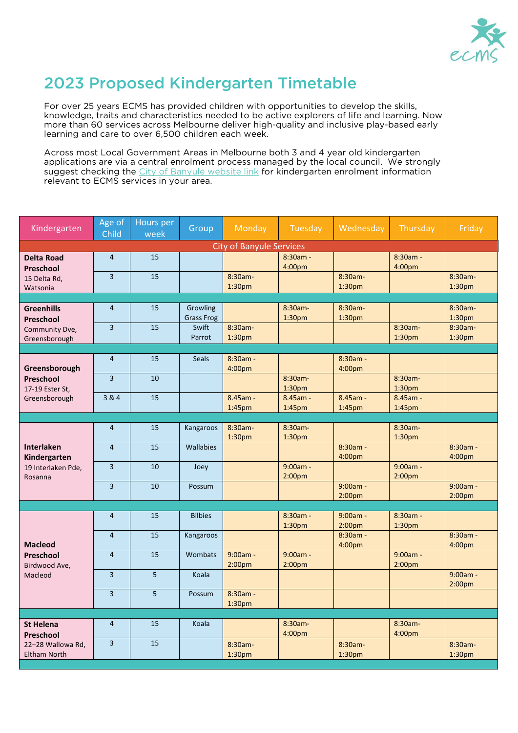# 2023 Proposed Kindergarten Timetable

For over 25 years ECMS has provided children with opportunities to develop the skills, knowledge, traits and characteristics needed to be active explorers of life and learning. Now more than 60 services across Melbourne deliver high-quality and inclusive play-based early learning and care to over 6,500 children each week.

Across most Local Government Areas in Melbourne both 3 and 4 year old kindergarten applications are via a central enrolment process managed by the local council. We strongly suggest checking the City of Banyule website link for kindergarten enrolment information relevant to ECMS services in your area.

| Kindergarten | Age of Child | Hours per week | Group | Monday | Tuesday | Wednesday | Thursday | Friday |
|---|---|---|---|---|---|---|---|---|
| **City of Banyule Services** | | | | | | | | |
| **Delta Road Preschool** 15 Delta Rd, Watsonia | 4 | 15 | | | 8:30am - 4:00pm | | 8:30am - 4:00pm | |
| | 3 | 15 | | 8:30am-1:30pm | | 8:30am-1:30pm | | 8:30am-1:30pm |
| **Greenhills Preschool** Community Dve, Greensborough | 4 | 15 | Growling Grass Frog | | 8:30am-1:30pm | 8:30am-1:30pm | | 8:30am-1:30pm |
| | 3 | 15 | Swift Parrot | 8:30am-1:30pm | | | 8:30am-1:30pm | 8:30am-1:30pm |
| **Greensborough Preschool** 17-19 Ester St, Greensborough | 4 | 15 | Seals | 8:30am - 4:00pm | | 8:30am - 4:00pm | | |
| | 3 | 10 | | | 8:30am-1:30pm | | 8:30am-1:30pm | |
| | 3 & 4 | 15 | | 8.45am - 1:45pm | 8.45am - 1:45pm | 8.45am - 1:45pm | 8.45am - 1:45pm | |
| **Interlaken Kindergarten** 19 Interlaken Pde, Rosanna | 4 | 15 | Kangaroos | 8:30am-1:30pm | 8:30am-1:30pm | | 8:30am-1:30pm | |
| | 4 | 15 | Wallabies | | | 8:30am - 4:00pm | | 8:30am - 4:00pm |
| | 3 | 10 | Joey | | 9:00am - 2:00pm | | 9:00am - 2:00pm | |
| | 3 | 10 | Possum | | | 9:00am - 2:00pm | | 9:00am - 2:00pm |
| **Macleod Preschool** Birdwood Ave, Macleod | 4 | 15 | Bilbies | | 8:30am - 1:30pm | 9:00am - 2:00pm | 8:30am - 1:30pm | |
| | 4 | 15 | Kangaroos | | | 8:30am - 4:00pm | | 8:30am - 4:00pm |
| | 4 | 15 | Wombats | 9:00am - 2:00pm | 9:00am - 2:00pm | | 9:00am - 2:00pm | |
| | 3 | 5 | Koala | | | | | 9:00am - 2:00pm |
| | 3 | 5 | Possum | 8:30am - 1:30pm | | | | |
| **St Helena Preschool** 22–28 Wallowa Rd, Eltham North | 4 | 15 | Koala | | 8:30am-4:00pm | | 8:30am-4:00pm | |
| | 3 | 15 | | 8:30am-1:30pm | | 8:30am-1:30pm | | 8:30am-1:30pm |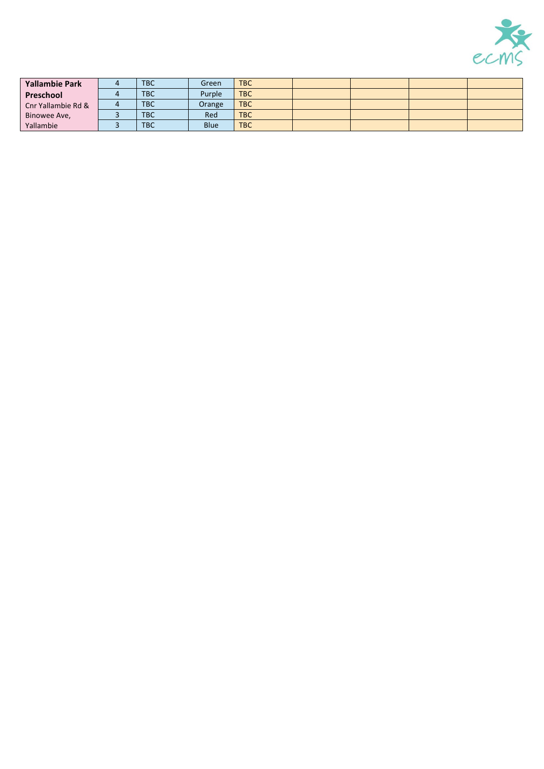| | | | | | | | | |
|---|---|---|---|---|---|---|---|---|
| **Yallambie Park Preschool** Cnr Yallambie Rd & Binowee Ave, Yallambie | 4 | TBC | Green | TBC | | | | |
| | 4 | TBC | Purple | TBC | | | | |
| | 4 | TBC | Orange | TBC | | | | |
| | 3 | TBC | Red | TBC | | | | |
| | 3 | TBC | Blue | TBC | | | | |